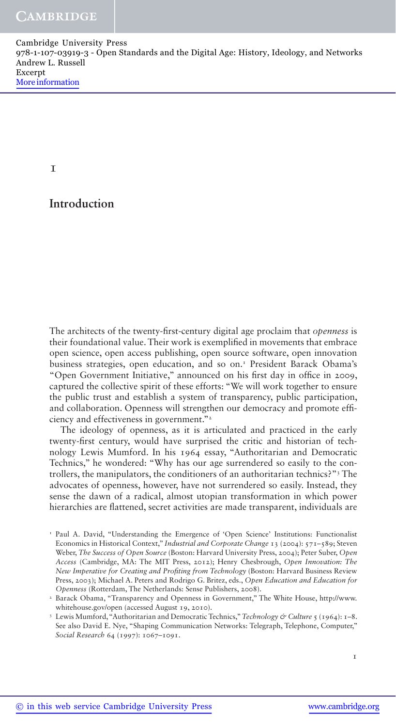# 1

## Introduction

The architects of the twenty-first-century digital age proclaim that *openness* is their foundational value. Their work is exemplified in movements that embrace open science, open access publishing, open source software, open innovation business strategies, open education, and so on.[1] President Barack Obama's "Open Government Initiative," announced on his first day in office in 2009, captured the collective spirit of these efforts: "We will work together to ensure the public trust and establish a system of transparency, public participation, and collaboration. Openness will strengthen our democracy and promote efficiency and effectiveness in government."[2]

The ideology of openness, as it is articulated and practiced in the early twenty-first century, would have surprised the critic and historian of technology Lewis Mumford. In his 1964 essay, "Authoritarian and Democratic Technics," he wondered: "Why has our age surrendered so easily to the controllers, the manipulators, the conditioners of an authoritarian technics?"[3] The advocates of openness, however, have not surrendered so easily. Instead, they sense the dawn of a radical, almost utopian transformation in which power hierarchies are flattened, secret activities are made transparent, individuals are

---

[1] Paul A. David, "Understanding the Emergence of 'Open Science' Institutions: Functionalist Economics in Historical Context," *Industrial and Corporate Change* 13 (2004): 571–589; Steven Weber, *The Success of Open Source* (Boston: Harvard University Press, 2004); Peter Suber, *Open Access* (Cambridge, MA: The MIT Press, 2012); Henry Chesbrough, *Open Innovation: The New Imperative for Creating and Profiting from Technology* (Boston: Harvard Business Review Press, 2003); Michael A. Peters and Rodrigo G. Britez, eds., *Open Education and Education for Openness* (Rotterdam, The Netherlands: Sense Publishers, 2008).

[2] Barack Obama, "Transparency and Openness in Government," The White House, http://www.whitehouse.gov/open (accessed August 19, 2010).

[3] Lewis Mumford, "Authoritarian and Democratic Technics," *Technology & Culture* 5 (1964): 1–8. See also David E. Nye, "Shaping Communication Networks: Telegraph, Telephone, Computer," *Social Research* 64 (1997): 1067–1091.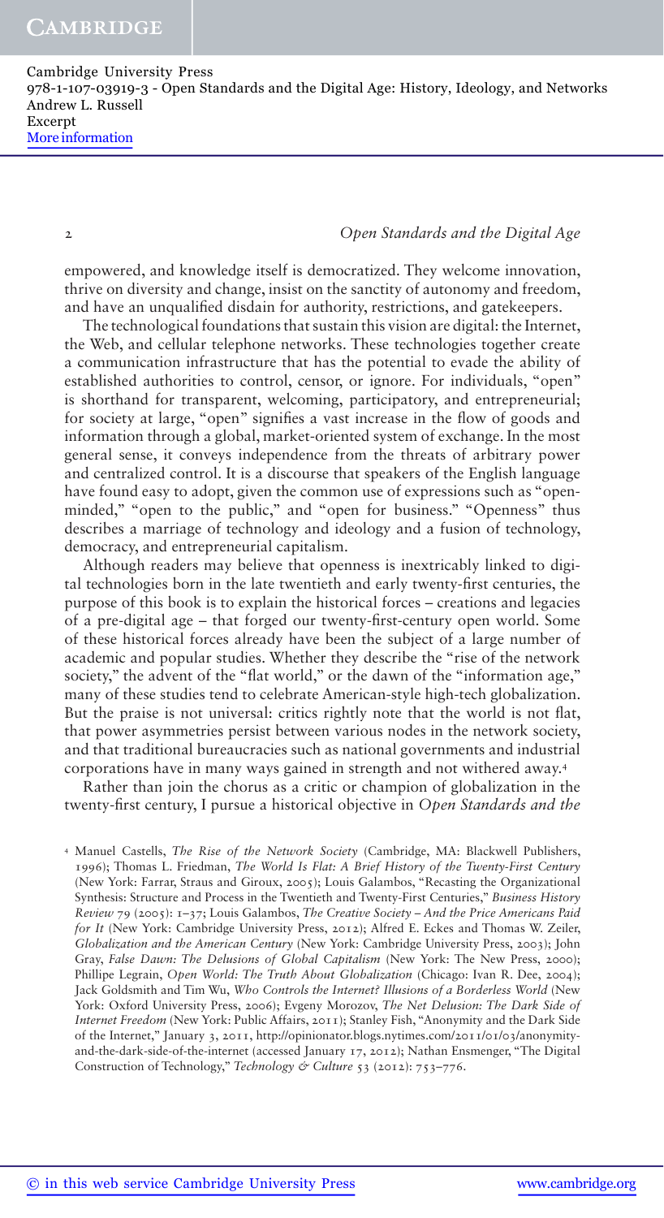empowered, and knowledge itself is democratized. They welcome innovation, thrive on diversity and change, insist on the sanctity of autonomy and freedom, and have an unqualified disdain for authority, restrictions, and gatekeepers.

The technological foundations that sustain this vision are digital: the Internet, the Web, and cellular telephone networks. These technologies together create a communication infrastructure that has the potential to evade the ability of established authorities to control, censor, or ignore. For individuals, "open" is shorthand for transparent, welcoming, participatory, and entrepreneurial; for society at large, "open" signifies a vast increase in the flow of goods and information through a global, market-oriented system of exchange. In the most general sense, it conveys independence from the threats of arbitrary power and centralized control. It is a discourse that speakers of the English language have found easy to adopt, given the common use of expressions such as "open-minded," "open to the public," and "open for business." "Openness" thus describes a marriage of technology and ideology and a fusion of technology, democracy, and entrepreneurial capitalism.

Although readers may believe that openness is inextricably linked to digital technologies born in the late twentieth and early twenty-first centuries, the purpose of this book is to explain the historical forces – creations and legacies of a pre-digital age – that forged our twenty-first-century open world. Some of these historical forces already have been the subject of a large number of academic and popular studies. Whether they describe the "rise of the network society," the advent of the "flat world," or the dawn of the "information age," many of these studies tend to celebrate American-style high-tech globalization. But the praise is not universal: critics rightly note that the world is not flat, that power asymmetries persist between various nodes in the network society, and that traditional bureaucracies such as national governments and industrial corporations have in many ways gained in strength and not withered away.[4]

Rather than join the chorus as a critic or champion of globalization in the twenty-first century, I pursue a historical objective in *Open Standards and the*

[4] Manuel Castells, *The Rise of the Network Society* (Cambridge, MA: Blackwell Publishers, 1996); Thomas L. Friedman, *The World Is Flat: A Brief History of the Twenty-First Century* (New York: Farrar, Straus and Giroux, 2005); Louis Galambos, "Recasting the Organizational Synthesis: Structure and Process in the Twentieth and Twenty-First Centuries," *Business History Review* 79 (2005): 1–37; Louis Galambos, *The Creative Society – And the Price Americans Paid for It* (New York: Cambridge University Press, 2012); Alfred E. Eckes and Thomas W. Zeiler, *Globalization and the American Century* (New York: Cambridge University Press, 2003); John Gray, *False Dawn: The Delusions of Global Capitalism* (New York: The New Press, 2000); Phillipe Legrain, *Open World: The Truth About Globalization* (Chicago: Ivan R. Dee, 2004); Jack Goldsmith and Tim Wu, *Who Controls the Internet? Illusions of a Borderless World* (New York: Oxford University Press, 2006); Evgeny Morozov, *The Net Delusion: The Dark Side of Internet Freedom* (New York: Public Affairs, 2011); Stanley Fish, "Anonymity and the Dark Side of the Internet," January 3, 2011, http://opinionator.blogs.nytimes.com/2011/01/03/anonymity-and-the-dark-side-of-the-internet (accessed January 17, 2012); Nathan Ensmenger, "The Digital Construction of Technology," *Technology & Culture* 53 (2012): 753–776.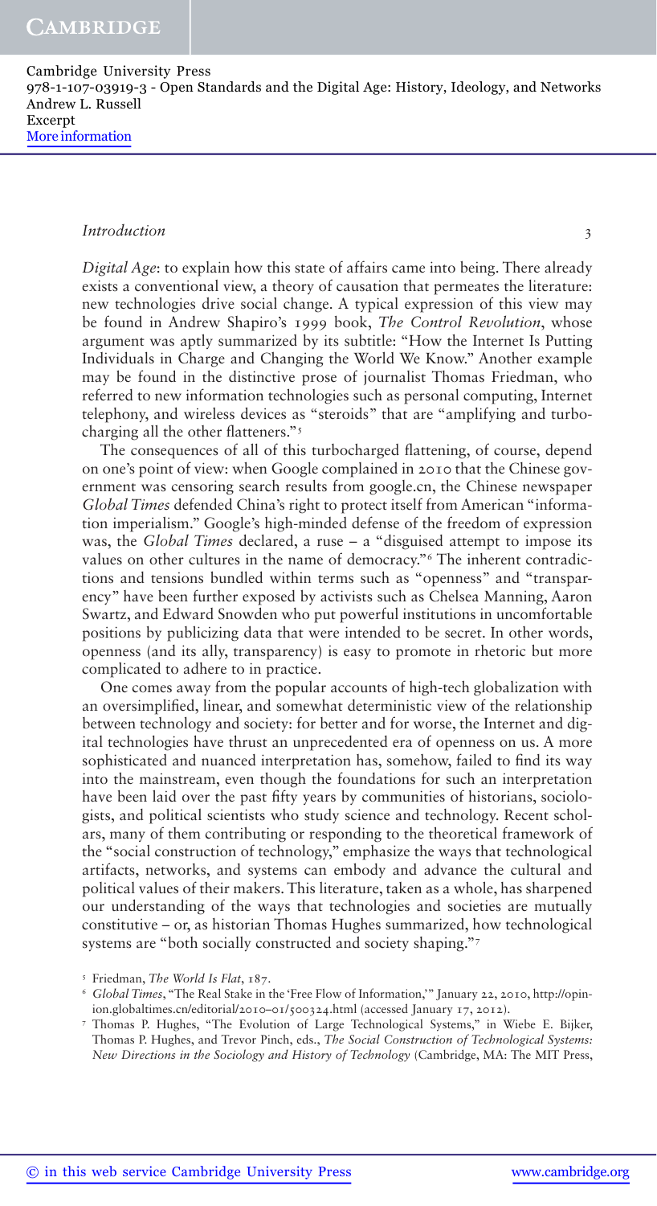*Digital Age*: to explain how this state of affairs came into being. There already exists a conventional view, a theory of causation that permeates the literature: new technologies drive social change. A typical expression of this view may be found in Andrew Shapiro's 1999 book, *The Control Revolution*, whose argument was aptly summarized by its subtitle: "How the Internet Is Putting Individuals in Charge and Changing the World We Know." Another example may be found in the distinctive prose of journalist Thomas Friedman, who referred to new information technologies such as personal computing, Internet telephony, and wireless devices as "steroids" that are "amplifying and turbocharging all the other flatteners."[5]

The consequences of all of this turbocharged flattening, of course, depend on one's point of view: when Google complained in 2010 that the Chinese government was censoring search results from google.cn, the Chinese newspaper *Global Times* defended China's right to protect itself from American "information imperialism." Google's high-minded defense of the freedom of expression was, the *Global Times* declared, a ruse – a "disguised attempt to impose its values on other cultures in the name of democracy."[6] The inherent contradictions and tensions bundled within terms such as "openness" and "transparency" have been further exposed by activists such as Chelsea Manning, Aaron Swartz, and Edward Snowden who put powerful institutions in uncomfortable positions by publicizing data that were intended to be secret. In other words, openness (and its ally, transparency) is easy to promote in rhetoric but more complicated to adhere to in practice.

One comes away from the popular accounts of high-tech globalization with an oversimplified, linear, and somewhat deterministic view of the relationship between technology and society: for better and for worse, the Internet and digital technologies have thrust an unprecedented era of openness on us. A more sophisticated and nuanced interpretation has, somehow, failed to find its way into the mainstream, even though the foundations for such an interpretation have been laid over the past fifty years by communities of historians, sociologists, and political scientists who study science and technology. Recent scholars, many of them contributing or responding to the theoretical framework of the "social construction of technology," emphasize the ways that technological artifacts, networks, and systems can embody and advance the cultural and political values of their makers. This literature, taken as a whole, has sharpened our understanding of the ways that technologies and societies are mutually constitutive – or, as historian Thomas Hughes summarized, how technological systems are "both socially constructed and society shaping."[7]

[5] Friedman, *The World Is Flat*, 187.

[6] *Global Times*, "The Real Stake in the 'Free Flow of Information,'" January 22, 2010, http://opinion.globaltimes.cn/editorial/2010-01/500324.html (accessed January 17, 2012).

[7] Thomas P. Hughes, "The Evolution of Large Technological Systems," in Wiebe E. Bijker, Thomas P. Hughes, and Trevor Pinch, eds., *The Social Construction of Technological Systems: New Directions in the Sociology and History of Technology* (Cambridge, MA: The MIT Press,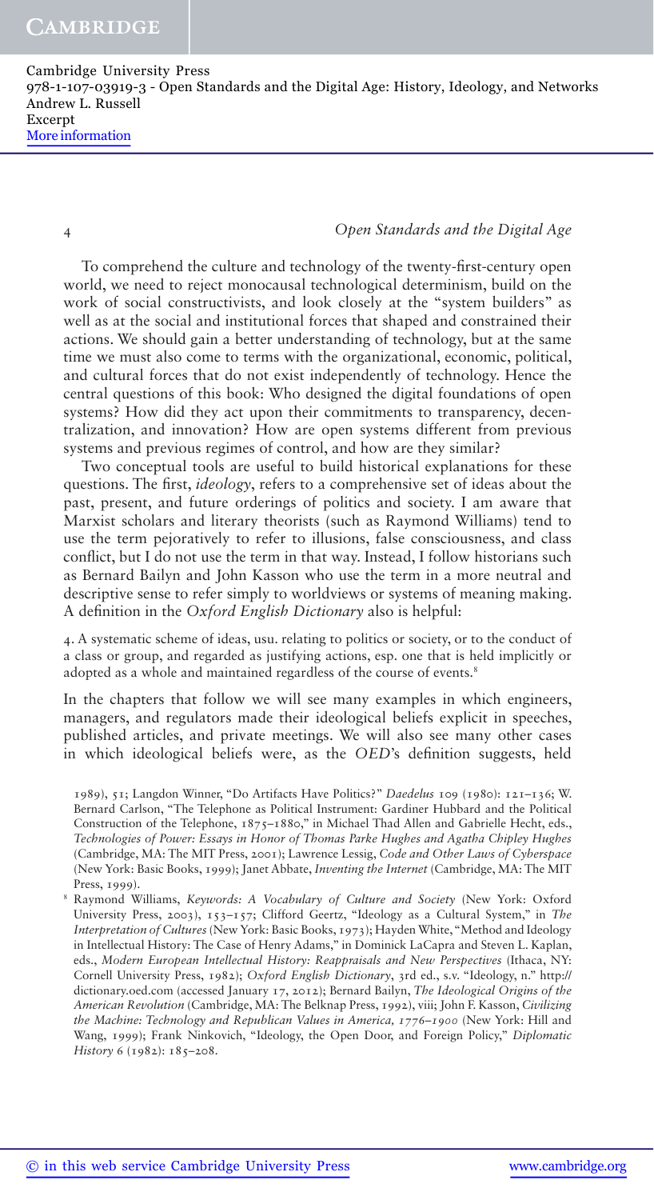To comprehend the culture and technology of the twenty-first-century open world, we need to reject monocausal technological determinism, build on the work of social constructivists, and look closely at the "system builders" as well as at the social and institutional forces that shaped and constrained their actions. We should gain a better understanding of technology, but at the same time we must also come to terms with the organizational, economic, political, and cultural forces that do not exist independently of technology. Hence the central questions of this book: Who designed the digital foundations of open systems? How did they act upon their commitments to transparency, decentralization, and innovation? How are open systems different from previous systems and previous regimes of control, and how are they similar?

Two conceptual tools are useful to build historical explanations for these questions. The first, *ideology*, refers to a comprehensive set of ideas about the past, present, and future orderings of politics and society. I am aware that Marxist scholars and literary theorists (such as Raymond Williams) tend to use the term pejoratively to refer to illusions, false consciousness, and class conflict, but I do not use the term in that way. Instead, I follow historians such as Bernard Bailyn and John Kasson who use the term in a more neutral and descriptive sense to refer simply to worldviews or systems of meaning making. A definition in the *Oxford English Dictionary* also is helpful:

> 4. A systematic scheme of ideas, usu. relating to politics or society, or to the conduct of a class or group, and regarded as justifying actions, esp. one that is held implicitly or adopted as a whole and maintained regardless of the course of events.[8]

In the chapters that follow we will see many examples in which engineers, managers, and regulators made their ideological beliefs explicit in speeches, published articles, and private meetings. We will also see many other cases in which ideological beliefs were, as the *OED*'s definition suggests, held

---

1989), 51; Langdon Winner, "Do Artifacts Have Politics?" *Daedelus* 109 (1980): 121–136; W. Bernard Carlson, "The Telephone as Political Instrument: Gardiner Hubbard and the Political Construction of the Telephone, 1875–1880," in Michael Thad Allen and Gabrielle Hecht, eds., *Technologies of Power: Essays in Honor of Thomas Parke Hughes and Agatha Chipley Hughes* (Cambridge, MA: The MIT Press, 2001); Lawrence Lessig, *Code and Other Laws of Cyberspace* (New York: Basic Books, 1999); Janet Abbate, *Inventing the Internet* (Cambridge, MA: The MIT Press, 1999).

[8] Raymond Williams, *Keywords: A Vocabulary of Culture and Society* (New York: Oxford University Press, 2003), 153–157; Clifford Geertz, "Ideology as a Cultural System," in *The Interpretation of Cultures* (New York: Basic Books, 1973); Hayden White, "Method and Ideology in Intellectual History: The Case of Henry Adams," in Dominick LaCapra and Steven L. Kaplan, eds., *Modern European Intellectual History: Reappraisals and New Perspectives* (Ithaca, NY: Cornell University Press, 1982); *Oxford English Dictionary*, 3rd ed., s.v. "Ideology, n." http://dictionary.oed.com (accessed January 17, 2012); Bernard Bailyn, *The Ideological Origins of the American Revolution* (Cambridge, MA: The Belknap Press, 1992), viii; John F. Kasson, *Civilizing the Machine: Technology and Republican Values in America, 1776–1900* (New York: Hill and Wang, 1999); Frank Ninkovich, "Ideology, the Open Door, and Foreign Policy," *Diplomatic History* 6 (1982): 185–208.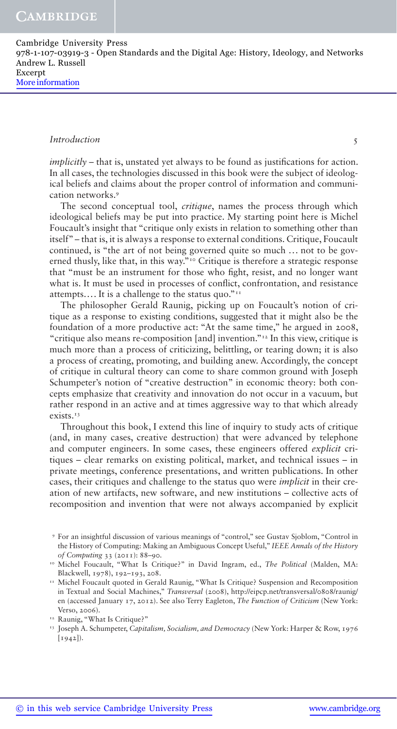*implicitly* – that is, unstated yet always to be found as justifications for action. In all cases, the technologies discussed in this book were the subject of ideological beliefs and claims about the proper control of information and communication networks.[9]

The second conceptual tool, *critique*, names the process through which ideological beliefs may be put into practice. My starting point here is Michel Foucault's insight that "critique only exists in relation to something other than itself" – that is, it is always a response to external conditions. Critique, Foucault continued, is "the art of not being governed quite so much … not to be governed thusly, like that, in this way."[10] Critique is therefore a strategic response that "must be an instrument for those who fight, resist, and no longer want what is. It must be used in processes of conflict, confrontation, and resistance attempts.… It is a challenge to the status quo."[11]

The philosopher Gerald Raunig, picking up on Foucault's notion of critique as a response to existing conditions, suggested that it might also be the foundation of a more productive act: "At the same time," he argued in 2008, "critique also means re-composition [and] invention."[12] In this view, critique is much more than a process of criticizing, belittling, or tearing down; it is also a process of creating, promoting, and building anew. Accordingly, the concept of critique in cultural theory can come to share common ground with Joseph Schumpeter's notion of "creative destruction" in economic theory: both concepts emphasize that creativity and innovation do not occur in a vacuum, but rather respond in an active and at times aggressive way to that which already exists.[13]

Throughout this book, I extend this line of inquiry to study acts of critique (and, in many cases, creative destruction) that were advanced by telephone and computer engineers. In some cases, these engineers offered *explicit* critiques – clear remarks on existing political, market, and technical issues – in private meetings, conference presentations, and written publications. In other cases, their critiques and challenge to the status quo were *implicit* in their creation of new artifacts, new software, and new institutions – collective acts of recomposition and invention that were not always accompanied by explicit

---

[9] For an insightful discussion of various meanings of "control," see Gustav Sjoblom, "Control in the History of Computing: Making an Ambiguous Concept Useful," *IEEE Annals of the History of Computing* 33 (2011): 88–90.

[10] Michel Foucault, "What Is Critique?" in David Ingram, ed., *The Political* (Malden, MA: Blackwell, 1978), 192–193, 208.

[11] Michel Foucault quoted in Gerald Raunig, "What Is Critique? Suspension and Recomposition in Textual and Social Machines," *Transversal* (2008), http://eipcp.net/transversal/0808/raunig/en (accessed January 17, 2012). See also Terry Eagleton, *The Function of Criticism* (New York: Verso, 2006).

[12] Raunig, "What Is Critique?"

[13] Joseph A. Schumpeter, *Capitalism, Socialism, and Democracy* (New York: Harper & Row, 1976 [1942]).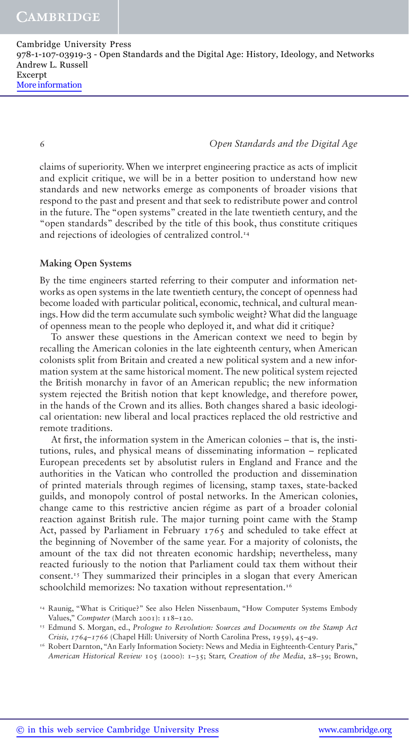claims of superiority. When we interpret engineering practice as acts of implicit and explicit critique, we will be in a better position to understand how new standards and new networks emerge as components of broader visions that respond to the past and present and that seek to redistribute power and control in the future. The "open systems" created in the late twentieth century, and the "open standards" described by the title of this book, thus constitute critiques and rejections of ideologies of centralized control.[14]

**Making Open Systems**

By the time engineers started referring to their computer and information networks as open systems in the late twentieth century, the concept of openness had become loaded with particular political, economic, technical, and cultural meanings. How did the term accumulate such symbolic weight? What did the language of openness mean to the people who deployed it, and what did it critique?

To answer these questions in the American context we need to begin by recalling the American colonies in the late eighteenth century, when American colonists split from Britain and created a new political system and a new information system at the same historical moment. The new political system rejected the British monarchy in favor of an American republic; the new information system rejected the British notion that kept knowledge, and therefore power, in the hands of the Crown and its allies. Both changes shared a basic ideological orientation: new liberal and local practices replaced the old restrictive and remote traditions.

At first, the information system in the American colonies – that is, the institutions, rules, and physical means of disseminating information – replicated European precedents set by absolutist rulers in England and France and the authorities in the Vatican who controlled the production and dissemination of printed materials through regimes of licensing, stamp taxes, state-backed guilds, and monopoly control of postal networks. In the American colonies, change came to this restrictive ancien régime as part of a broader colonial reaction against British rule. The major turning point came with the Stamp Act, passed by Parliament in February 1765 and scheduled to take effect at the beginning of November of the same year. For a majority of colonists, the amount of the tax did not threaten economic hardship; nevertheless, many reacted furiously to the notion that Parliament could tax them without their consent.[15] They summarized their principles in a slogan that every American schoolchild memorizes: No taxation without representation.[16]

[14] Raunig, "What is Critique?" See also Helen Nissenbaum, "How Computer Systems Embody Values," *Computer* (March 2001): 118–120.

[15] Edmund S. Morgan, ed., *Prologue to Revolution: Sources and Documents on the Stamp Act Crisis, 1764–1766* (Chapel Hill: University of North Carolina Press, 1959), 45–49.

[16] Robert Darnton, "An Early Information Society: News and Media in Eighteenth-Century Paris," *American Historical Review* 105 (2000): 1–35; Starr, *Creation of the Media*, 28–39; Brown,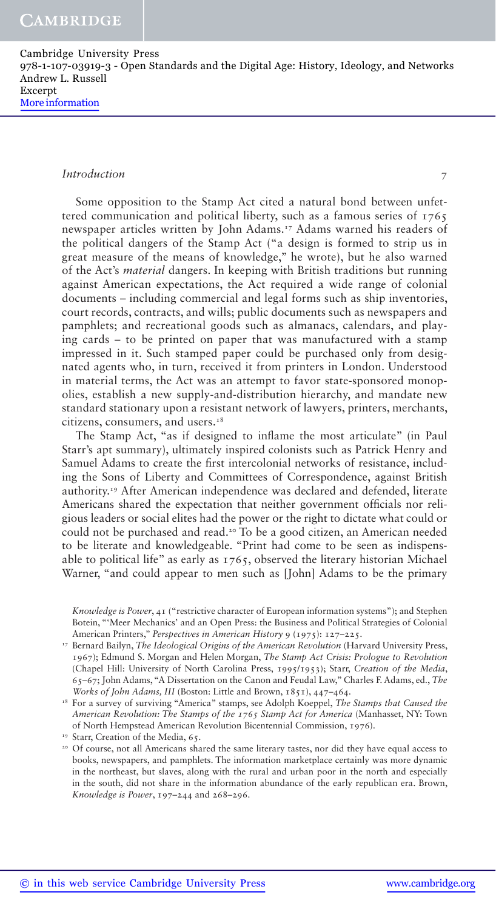Some opposition to the Stamp Act cited a natural bond between unfettered communication and political liberty, such as a famous series of 1765 newspaper articles written by John Adams.[17] Adams warned his readers of the political dangers of the Stamp Act ("a design is formed to strip us in great measure of the means of knowledge," he wrote), but he also warned of the Act's *material* dangers. In keeping with British traditions but running against American expectations, the Act required a wide range of colonial documents – including commercial and legal forms such as ship inventories, court records, contracts, and wills; public documents such as newspapers and pamphlets; and recreational goods such as almanacs, calendars, and playing cards – to be printed on paper that was manufactured with a stamp impressed in it. Such stamped paper could be purchased only from designated agents who, in turn, received it from printers in London. Understood in material terms, the Act was an attempt to favor state-sponsored monopolies, establish a new supply-and-distribution hierarchy, and mandate new standard stationary upon a resistant network of lawyers, printers, merchants, citizens, consumers, and users.[18]

The Stamp Act, "as if designed to inflame the most articulate" (in Paul Starr's apt summary), ultimately inspired colonists such as Patrick Henry and Samuel Adams to create the first intercolonial networks of resistance, including the Sons of Liberty and Committees of Correspondence, against British authority.[19] After American independence was declared and defended, literate Americans shared the expectation that neither government officials nor religious leaders or social elites had the power or the right to dictate what could or could not be purchased and read.[20] To be a good citizen, an American needed to be literate and knowledgeable. "Print had come to be seen as indispensable to political life" as early as 1765, observed the literary historian Michael Warner, "and could appear to men such as [John] Adams to be the primary

*Knowledge is Power*, 41 ("restrictive character of European information systems"); and Stephen Botein, "'Meer Mechanics' and an Open Press: the Business and Political Strategies of Colonial American Printers," *Perspectives in American History* 9 (1975): 127–225.

[17] Bernard Bailyn, *The Ideological Origins of the American Revolution* (Harvard University Press, 1967); Edmund S. Morgan and Helen Morgan, *The Stamp Act Crisis: Prologue to Revolution* (Chapel Hill: University of North Carolina Press, 1995/1953); Starr, *Creation of the Media*, 65–67; John Adams, "A Dissertation on the Canon and Feudal Law," Charles F. Adams, ed., *The Works of John Adams, III* (Boston: Little and Brown, 1851), 447–464.

[18] For a survey of surviving "America" stamps, see Adolph Koeppel, *The Stamps that Caused the American Revolution: The Stamps of the 1765 Stamp Act for America* (Manhasset, NY: Town of North Hempstead American Revolution Bicentennial Commission, 1976).

[19] Starr, Creation of the Media, 65.

[20] Of course, not all Americans shared the same literary tastes, nor did they have equal access to books, newspapers, and pamphlets. The information marketplace certainly was more dynamic in the northeast, but slaves, along with the rural and urban poor in the north and especially in the south, did not share in the information abundance of the early republican era. Brown, *Knowledge is Power*, 197–244 and 268–296.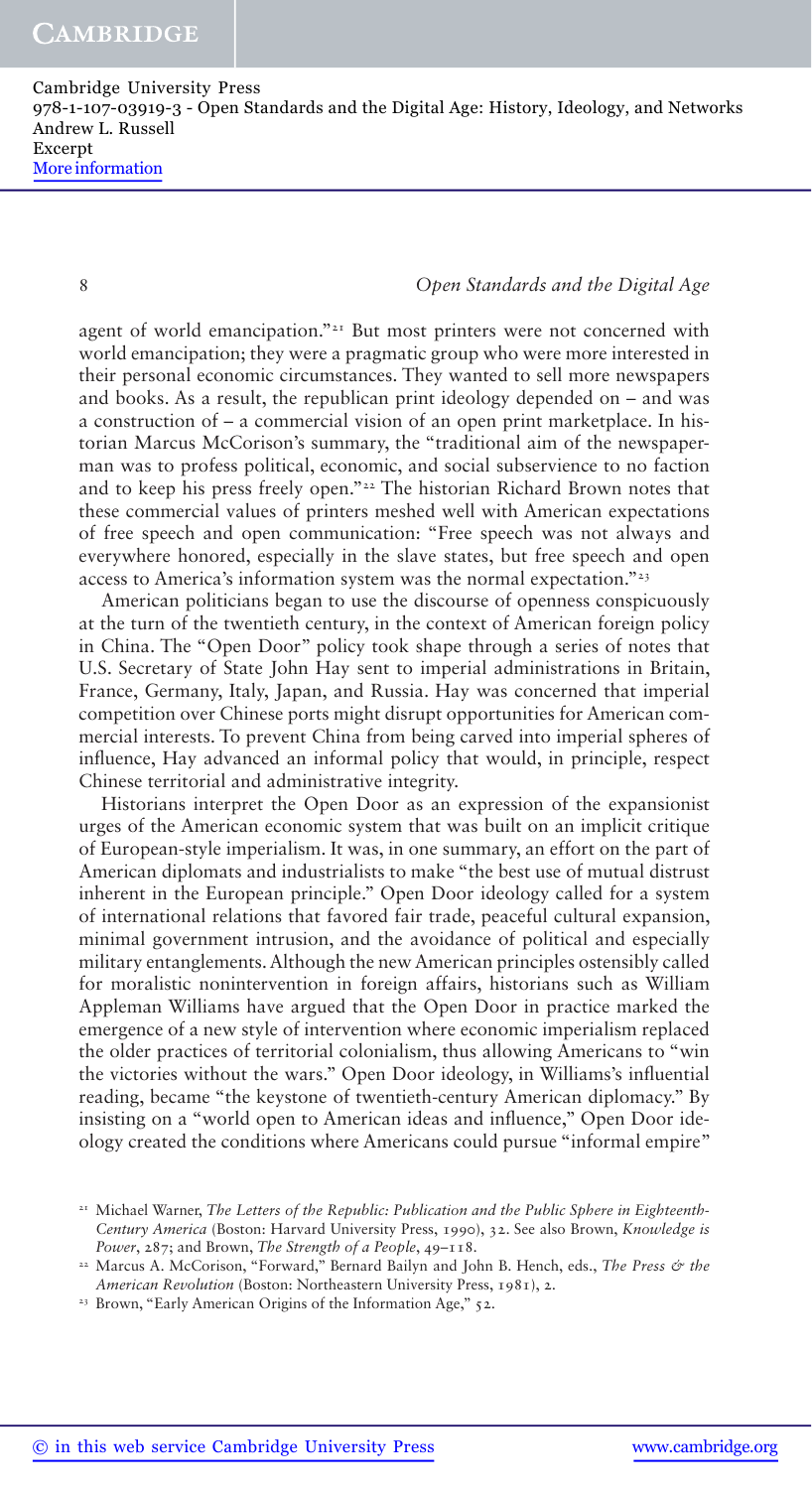agent of world emancipation."[21] But most printers were not concerned with world emancipation; they were a pragmatic group who were more interested in their personal economic circumstances. They wanted to sell more newspapers and books. As a result, the republican print ideology depended on – and was a construction of – a commercial vision of an open print marketplace. In historian Marcus McCorison's summary, the "traditional aim of the newspaperman was to profess political, economic, and social subservience to no faction and to keep his press freely open."[22] The historian Richard Brown notes that these commercial values of printers meshed well with American expectations of free speech and open communication: "Free speech was not always and everywhere honored, especially in the slave states, but free speech and open access to America's information system was the normal expectation."[23]

American politicians began to use the discourse of openness conspicuously at the turn of the twentieth century, in the context of American foreign policy in China. The "Open Door" policy took shape through a series of notes that U.S. Secretary of State John Hay sent to imperial administrations in Britain, France, Germany, Italy, Japan, and Russia. Hay was concerned that imperial competition over Chinese ports might disrupt opportunities for American commercial interests. To prevent China from being carved into imperial spheres of influence, Hay advanced an informal policy that would, in principle, respect Chinese territorial and administrative integrity.

Historians interpret the Open Door as an expression of the expansionist urges of the American economic system that was built on an implicit critique of European-style imperialism. It was, in one summary, an effort on the part of American diplomats and industrialists to make "the best use of mutual distrust inherent in the European principle." Open Door ideology called for a system of international relations that favored fair trade, peaceful cultural expansion, minimal government intrusion, and the avoidance of political and especially military entanglements. Although the new American principles ostensibly called for moralistic nonintervention in foreign affairs, historians such as William Appleman Williams have argued that the Open Door in practice marked the emergence of a new style of intervention where economic imperialism replaced the older practices of territorial colonialism, thus allowing Americans to "win the victories without the wars." Open Door ideology, in Williams's influential reading, became "the keystone of twentieth-century American diplomacy." By insisting on a "world open to American ideas and influence," Open Door ideology created the conditions where Americans could pursue "informal empire"

[21] Michael Warner, *The Letters of the Republic: Publication and the Public Sphere in Eighteenth-Century America* (Boston: Harvard University Press, 1990), 32. See also Brown, *Knowledge is Power*, 287; and Brown, *The Strength of a People*, 49–118.

[22] Marcus A. McCorison, "Forward," Bernard Bailyn and John B. Hench, eds., *The Press & the American Revolution* (Boston: Northeastern University Press, 1981), 2.

[23] Brown, "Early American Origins of the Information Age," 52.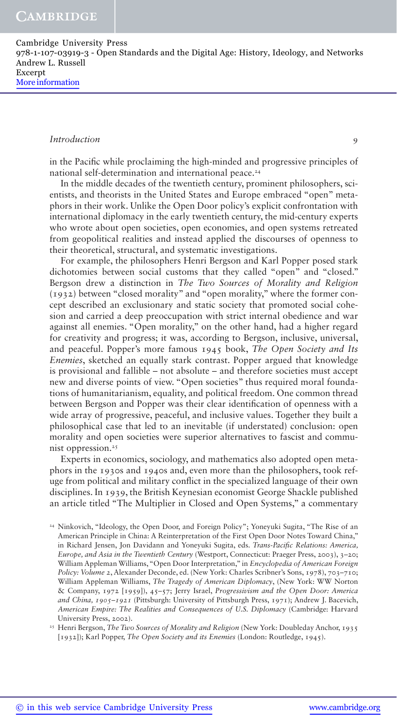in the Pacific while proclaiming the high-minded and progressive principles of national self-determination and international peace.[24]

In the middle decades of the twentieth century, prominent philosophers, scientists, and theorists in the United States and Europe embraced "open" metaphors in their work. Unlike the Open Door policy's explicit confrontation with international diplomacy in the early twentieth century, the mid-century experts who wrote about open societies, open economies, and open systems retreated from geopolitical realities and instead applied the discourses of openness to their theoretical, structural, and systematic investigations.

For example, the philosophers Henri Bergson and Karl Popper posed stark dichotomies between social customs that they called "open" and "closed." Bergson drew a distinction in *The Two Sources of Morality and Religion* (1932) between "closed morality" and "open morality," where the former concept described an exclusionary and static society that promoted social cohesion and carried a deep preoccupation with strict internal obedience and war against all enemies. "Open morality," on the other hand, had a higher regard for creativity and progress; it was, according to Bergson, inclusive, universal, and peaceful. Popper's more famous 1945 book, *The Open Society and Its Enemies*, sketched an equally stark contrast. Popper argued that knowledge is provisional and fallible – not absolute – and therefore societies must accept new and diverse points of view. "Open societies" thus required moral foundations of humanitarianism, equality, and political freedom. One common thread between Bergson and Popper was their clear identification of openness with a wide array of progressive, peaceful, and inclusive values. Together they built a philosophical case that led to an inevitable (if understated) conclusion: open morality and open societies were superior alternatives to fascist and communist oppression.[25]

Experts in economics, sociology, and mathematics also adopted open metaphors in the 1930s and 1940s and, even more than the philosophers, took refuge from political and military conflict in the specialized language of their own disciplines. In 1939, the British Keynesian economist George Shackle published an article titled "The Multiplier in Closed and Open Systems," a commentary

[24] Ninkovich, "Ideology, the Open Door, and Foreign Policy"; Yoneyuki Sugita, "The Rise of an American Principle in China: A Reinterpretation of the First Open Door Notes Toward China," in Richard Jensen, Jon Davidann and Yoneyuki Sugita, eds. *Trans-Pacific Relations: America, Europe, and Asia in the Twentieth Century* (Westport, Connecticut: Praeger Press, 2003), 3–20; William Appleman Williams, "Open Door Interpretation," in *Encyclopedia of American Foreign Policy: Volume 2*, Alexander Deconde, ed. (New York: Charles Scribner's Sons, 1978), 703–710; William Appleman Williams, *The Tragedy of American Diplomacy*, (New York: WW Norton & Company, 1972 [1959]), 45–57; Jerry Israel, *Progressivism and the Open Door: America and China, 1905–1921* (Pittsburgh: University of Pittsburgh Press, 1971); Andrew J. Bacevich, *American Empire: The Realities and Consequences of U.S. Diplomacy* (Cambridge: Harvard University Press, 2002).

[25] Henri Bergson, *The Two Sources of Morality and Religion* (New York: Doubleday Anchor, 1935 [1932]); Karl Popper, *The Open Society and its Enemies* (London: Routledge, 1945).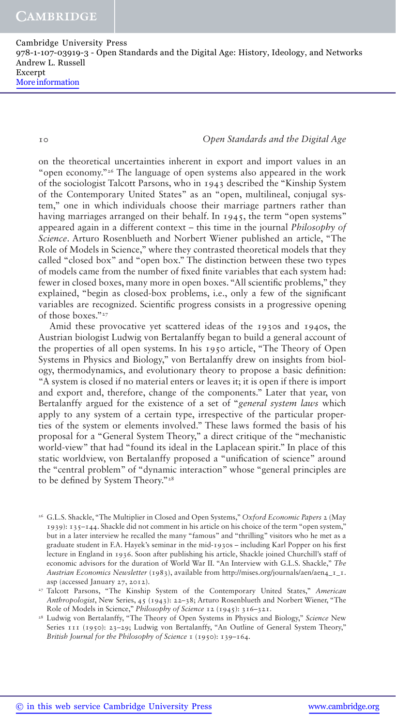on the theoretical uncertainties inherent in export and import values in an "open economy."[26] The language of open systems also appeared in the work of the sociologist Talcott Parsons, who in 1943 described the "Kinship System of the Contemporary United States" as an "open, multilineal, conjugal system," one in which individuals choose their marriage partners rather than having marriages arranged on their behalf. In 1945, the term "open systems" appeared again in a different context – this time in the journal *Philosophy of Science*. Arturo Rosenblueth and Norbert Wiener published an article, "The Role of Models in Science," where they contrasted theoretical models that they called "closed box" and "open box." The distinction between these two types of models came from the number of fixed finite variables that each system had: fewer in closed boxes, many more in open boxes. "All scientific problems," they explained, "begin as closed-box problems, i.e., only a few of the significant variables are recognized. Scientific progress consists in a progressive opening of those boxes."[27]

Amid these provocative yet scattered ideas of the 1930s and 1940s, the Austrian biologist Ludwig von Bertalanffy began to build a general account of the properties of all open systems. In his 1950 article, "The Theory of Open Systems in Physics and Biology," von Bertalanffy drew on insights from biology, thermodynamics, and evolutionary theory to propose a basic definition: "A system is closed if no material enters or leaves it; it is open if there is import and export and, therefore, change of the components." Later that year, von Bertalanffy argued for the existence of a set of "*general system laws* which apply to any system of a certain type, irrespective of the particular properties of the system or elements involved." These laws formed the basis of his proposal for a "General System Theory," a direct critique of the "mechanistic world-view" that had "found its ideal in the Laplacean spirit." In place of this static worldview, von Bertalanffy proposed a "unification of science" around the "central problem" of "dynamic interaction" whose "general principles are to be defined by System Theory."[28]

[26] G.L.S. Shackle, "The Multiplier in Closed and Open Systems," *Oxford Economic Papers* 2 (May 1939): 135–144. Shackle did not comment in his article on his choice of the term "open system," but in a later interview he recalled the many "famous" and "thrilling" visitors who he met as a graduate student in F.A. Hayek's seminar in the mid-1930s – including Karl Popper on his first lecture in England in 1936. Soon after publishing his article, Shackle joined Churchill's staff of economic advisors for the duration of World War II. "An Interview with G.L.S. Shackle," *The Austrian Economics Newsletter* (1983), available from http://mises.org/journals/aen/aen4_1_1.asp (accessed January 27, 2012).

[27] Talcott Parsons, "The Kinship System of the Contemporary United States," *American Anthropologist*, New Series, 45 (1943): 22–38; Arturo Rosenblueth and Norbert Wiener, "The Role of Models in Science," *Philosophy of Science* 12 (1945): 316–321.

[28] Ludwig von Bertalanffy, "The Theory of Open Systems in Physics and Biology," *Science* New Series 111 (1950): 23–29; Ludwig von Bertalanffy, "An Outline of General System Theory," *British Journal for the Philosophy of Science* 1 (1950): 139–164.